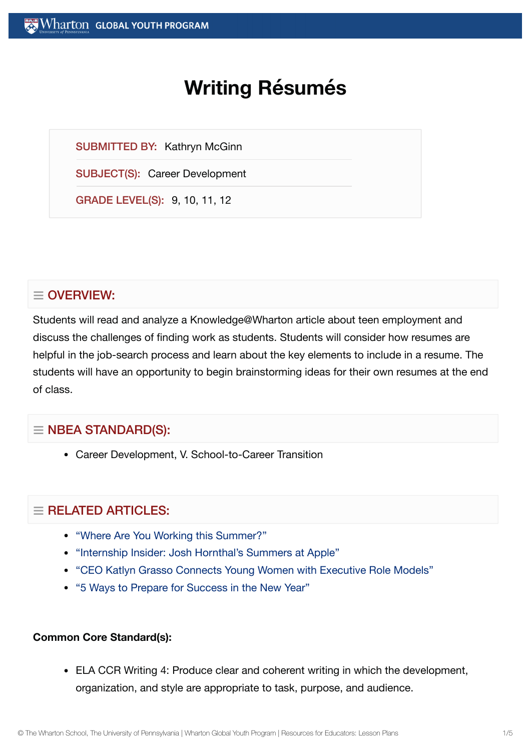# Writing Résumés

**SUBMITTED BY:** Kathryn McGinn

**SUBJECT(S):** Career Development

**GRADE LEVEL(S):** 9, 10, 11, 12

## OVERVIEW:

Students will read and analyze a Knowledge@Wharton article about teen employment and discuss the challenges of finding work as students. Students will consider how resumes are helpful in the job-search process and learn about the key elements to include in a resume. The students will have an opportunity to begin brainstorming ideas for their own resumes at the end of class.

## NBEA STANDARD(S):

- Career Development, V. School-to-Career Transition

## RELATED ARTICLES:

- "Where Are You Working this Summer?"
- "Internship Insider: Josh Hornthal's Summers at Apple"
- "CEO Katlyn Grasso Connects Young Women with Executive Role Models"
- "5 Ways to Prepare for Success in the New Year"

**Common Core Standard(s):**

- ELA CCR Writing 4: Produce clear and coherent writing in which the development, organization, and style are appropriate to task, purpose, and audience.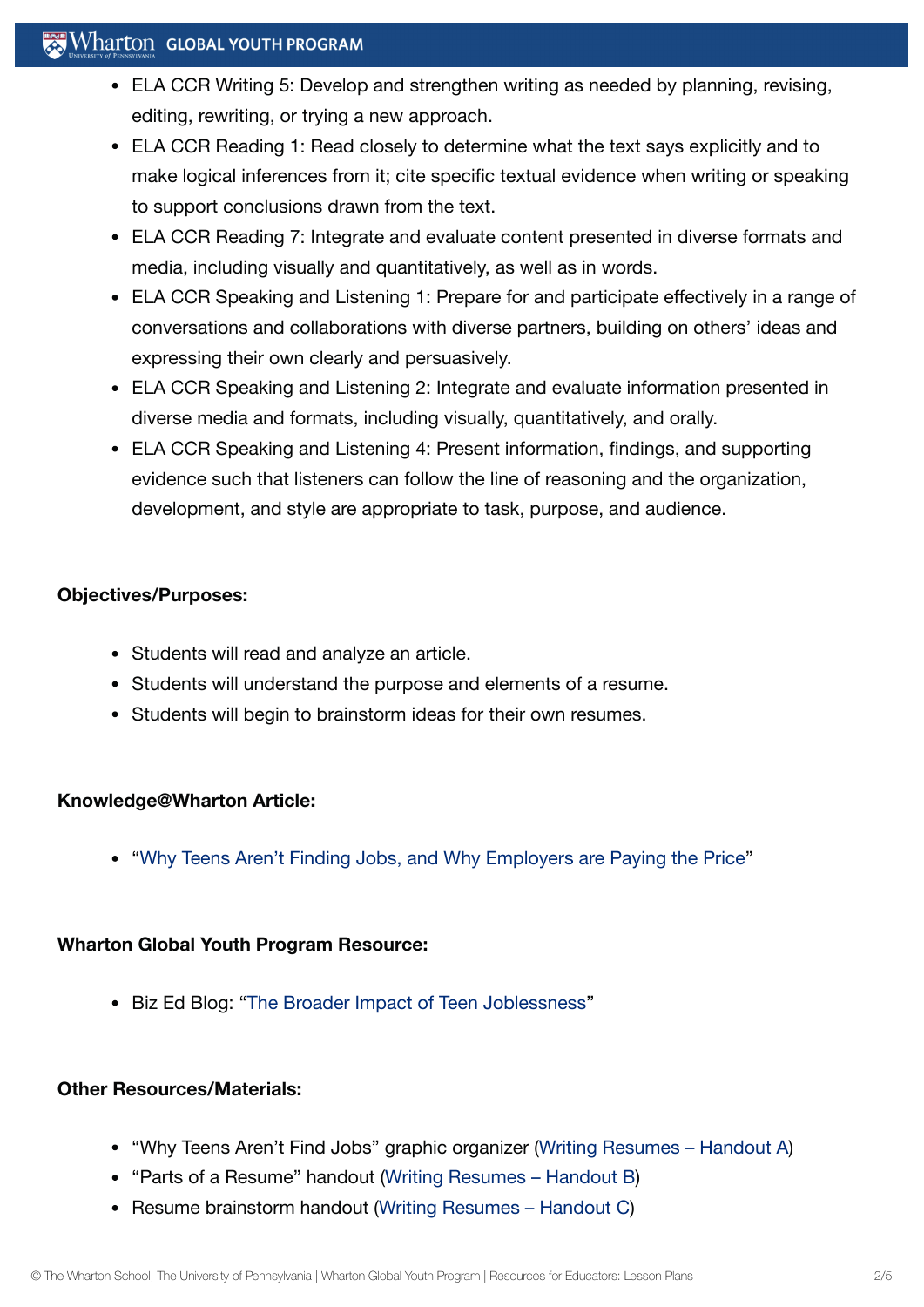- ELA CCR Writing 5: Develop and strengthen writing as needed by planning, revising, editing, rewriting, or trying a new approach.
- ELA CCR Reading 1: Read closely to determine what the text says explicitly and to make logical inferences from it; cite specific textual evidence when writing or speaking to support conclusions drawn from the text.
- ELA CCR Reading 7: Integrate and evaluate content presented in diverse formats and media, including visually and quantitatively, as well as in words.
- ELA CCR Speaking and Listening 1: Prepare for and participate effectively in a range of conversations and collaborations with diverse partners, building on others' ideas and expressing their own clearly and persuasively.
- ELA CCR Speaking and Listening 2: Integrate and evaluate information presented in diverse media and formats, including visually, quantitatively, and orally.
- ELA CCR Speaking and Listening 4: Present information, findings, and supporting evidence such that listeners can follow the line of reasoning and the organization, development, and style are appropriate to task, purpose, and audience.

**Objectives/Purposes:**

- Students will read and analyze an article.
- Students will understand the purpose and elements of a resume.
- Students will begin to brainstorm ideas for their own resumes.

**Knowledge@Wharton Article:**

- "Why Teens Aren't Finding Jobs, and Why Employers are Paying the Price"

**Wharton Global Youth Program Resource:**

- Biz Ed Blog: "The Broader Impact of Teen Joblessness"

**Other Resources/Materials:**

- "Why Teens Aren't Find Jobs" graphic organizer (Writing Resumes – Handout A)
- "Parts of a Resume" handout (Writing Resumes – Handout B)
- Resume brainstorm handout (Writing Resumes – Handout C)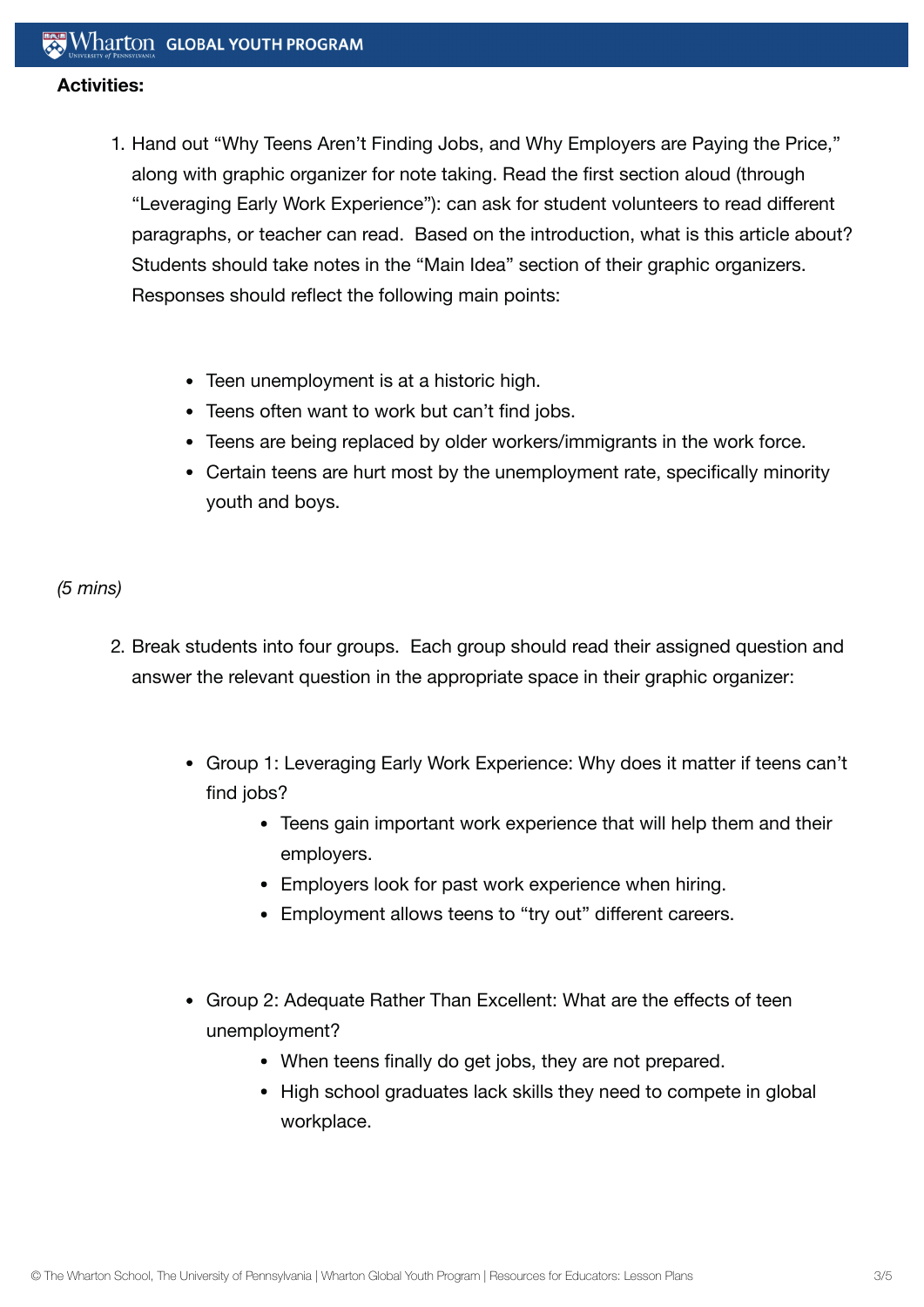**Activities:**

1. Hand out "Why Teens Aren't Finding Jobs, and Why Employers are Paying the Price," along with graphic organizer for note taking. Read the first section aloud (through "Leveraging Early Work Experience"): can ask for student volunteers to read different paragraphs, or teacher can read. Based on the introduction, what is this article about? Students should take notes in the "Main Idea" section of their graphic organizers. Responses should reflect the following main points:

    - Teen unemployment is at a historic high.
    - Teens often want to work but can't find jobs.
    - Teens are being replaced by older workers/immigrants in the work force.
    - Certain teens are hurt most by the unemployment rate, specifically minority youth and boys.

*(5 mins)*

2. Break students into four groups. Each group should read their assigned question and answer the relevant question in the appropriate space in their graphic organizer:

    - Group 1: Leveraging Early Work Experience: Why does it matter if teens can't find jobs?
        - Teens gain important work experience that will help them and their employers.
        - Employers look for past work experience when hiring.
        - Employment allows teens to "try out" different careers.
    - Group 2: Adequate Rather Than Excellent: What are the effects of teen unemployment?
        - When teens finally do get jobs, they are not prepared.
        - High school graduates lack skills they need to compete in global workplace.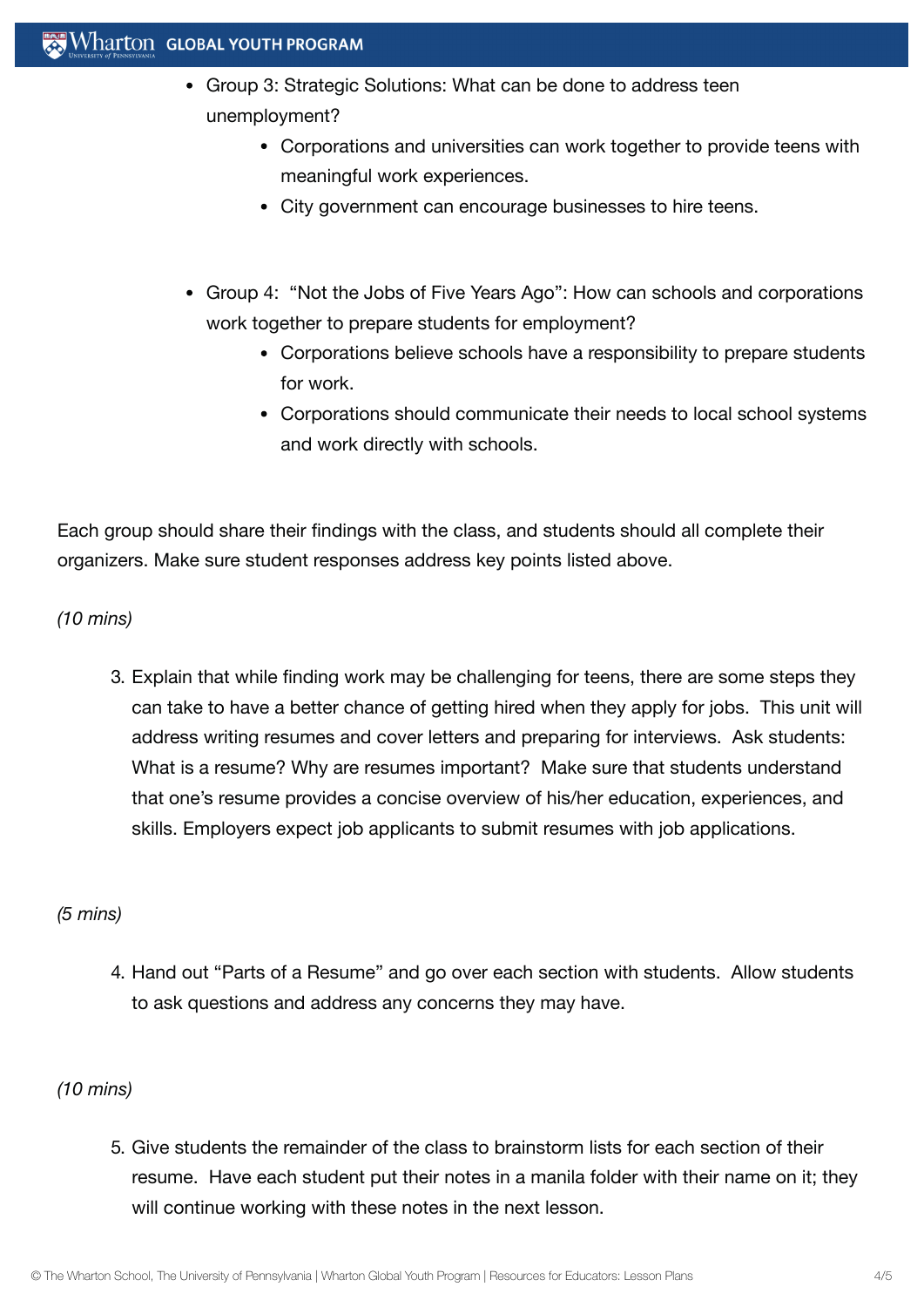- Group 3: Strategic Solutions: What can be done to address teen unemployment?
    - Corporations and universities can work together to provide teens with meaningful work experiences.
    - City government can encourage businesses to hire teens.

- Group 4: "Not the Jobs of Five Years Ago": How can schools and corporations work together to prepare students for employment?
    - Corporations believe schools have a responsibility to prepare students for work.
    - Corporations should communicate their needs to local school systems and work directly with schools.

Each group should share their findings with the class, and students should all complete their organizers. Make sure student responses address key points listed above.

*(10 mins)*

3. Explain that while finding work may be challenging for teens, there are some steps they can take to have a better chance of getting hired when they apply for jobs. This unit will address writing resumes and cover letters and preparing for interviews. Ask students: What is a resume? Why are resumes important? Make sure that students understand that one's resume provides a concise overview of his/her education, experiences, and skills. Employers expect job applicants to submit resumes with job applications.

*(5 mins)*

4. Hand out "Parts of a Resume" and go over each section with students. Allow students to ask questions and address any concerns they may have.

*(10 mins)*

5. Give students the remainder of the class to brainstorm lists for each section of their resume. Have each student put their notes in a manila folder with their name on it; they will continue working with these notes in the next lesson.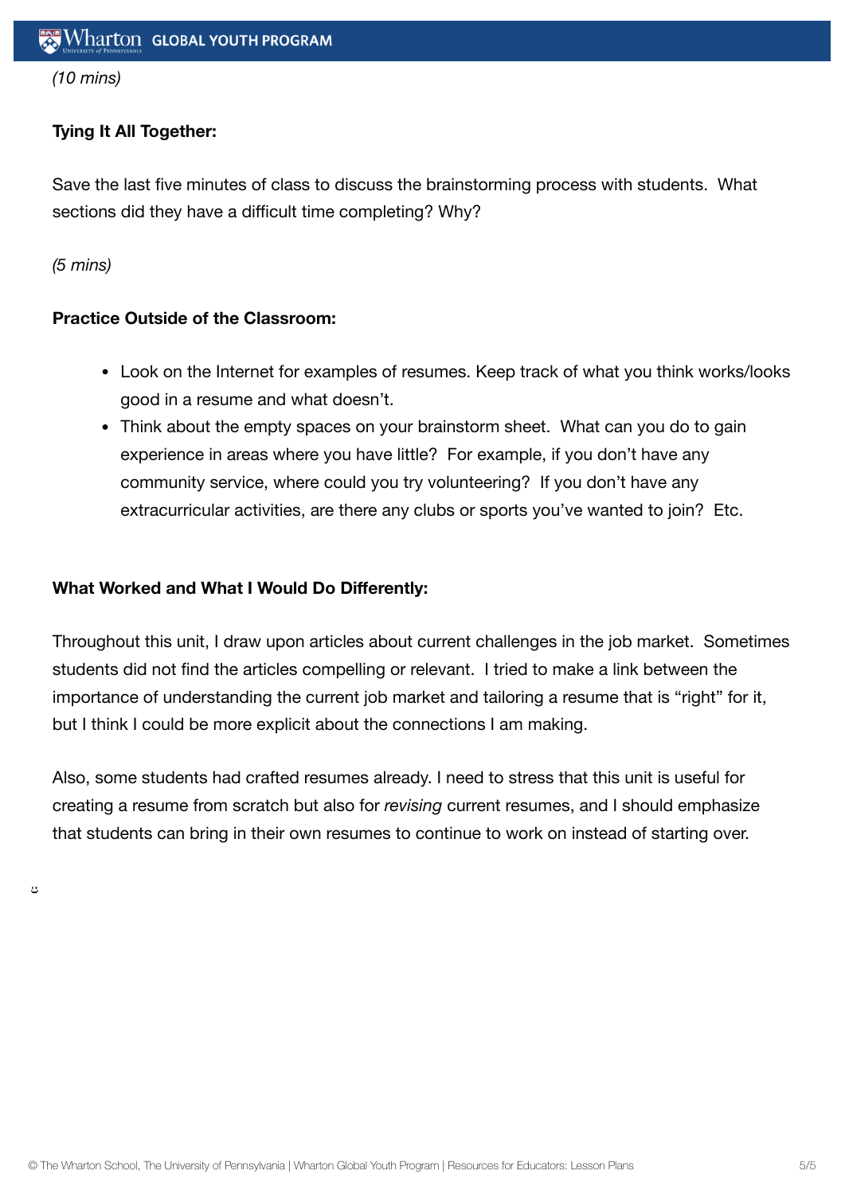*(10 mins)*

**Tying It All Together:**

Save the last five minutes of class to discuss the brainstorming process with students. What sections did they have a difficult time completing? Why?

*(5 mins)*

**Practice Outside of the Classroom:**

- Look on the Internet for examples of resumes. Keep track of what you think works/looks good in a resume and what doesn't.
- Think about the empty spaces on your brainstorm sheet. What can you do to gain experience in areas where you have little? For example, if you don't have any community service, where could you try volunteering? If you don't have any extracurricular activities, are there any clubs or sports you've wanted to join? Etc.

**What Worked and What I Would Do Differently:**

Throughout this unit, I draw upon articles about current challenges in the job market. Sometimes students did not find the articles compelling or relevant. I tried to make a link between the importance of understanding the current job market and tailoring a resume that is "right" for it, but I think I could be more explicit about the connections I am making.

Also, some students had crafted resumes already. I need to stress that this unit is useful for creating a resume from scratch but also for *revising* current resumes, and I should emphasize that students can bring in their own resumes to continue to work on instead of starting over.